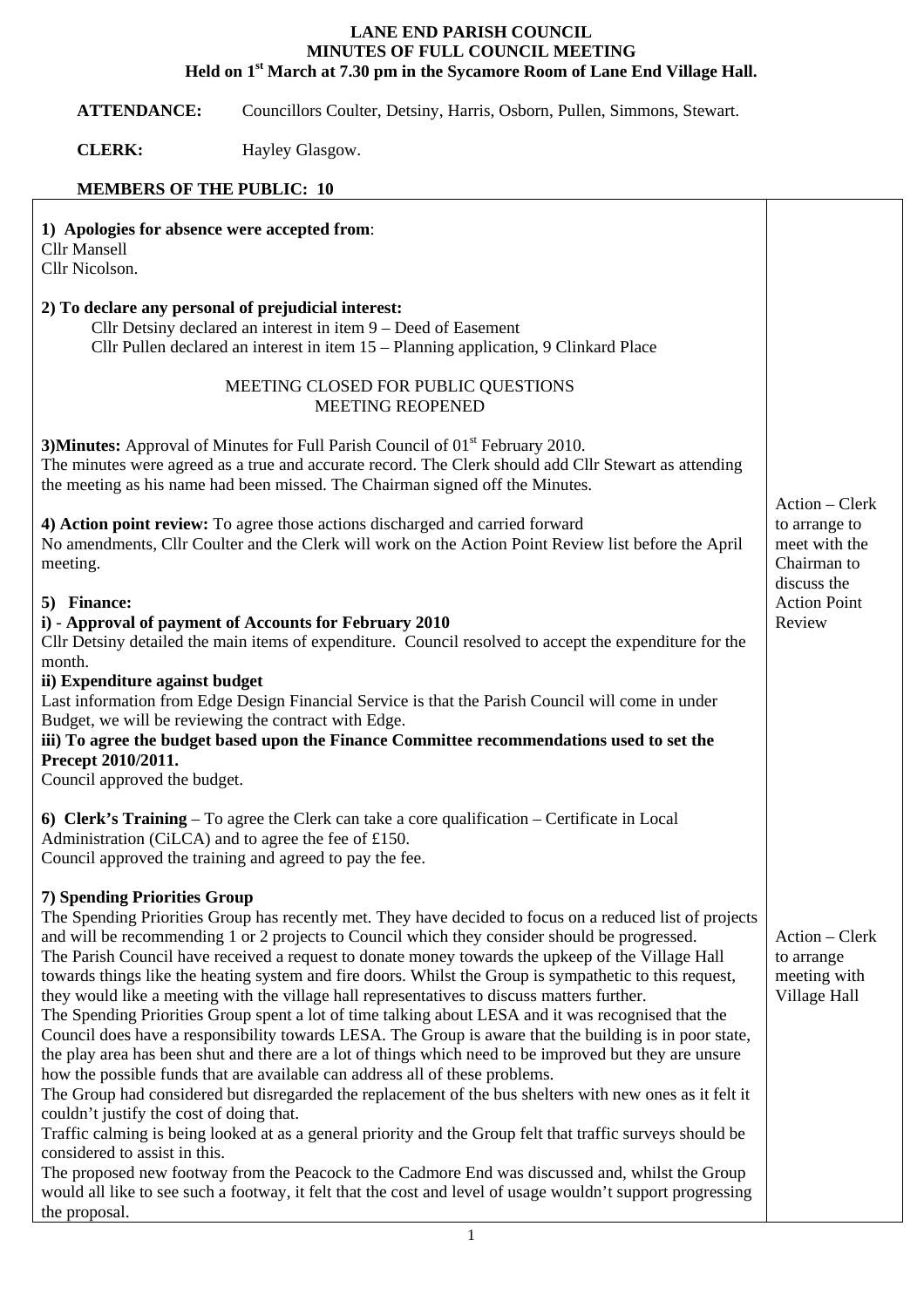# LANE END PARISH COUNCIL
## MINUTES OF FULL COUNCIL MEETING
### Held on 1st March at 7.30 pm in the Sycamore Room of Lane End Village Hall.

**ATTENDANCE:** Councillors Coulter, Detsiny, Harris, Osborn, Pullen, Simmons, Stewart.

**CLERK:** Hayley Glasgow.

**MEMBERS OF THE PUBLIC: 10**

**1) Apologies for absence were accepted from**:
Cllr Mansell
Cllr Nicolson.

**2) To declare any personal of prejudicial interest:**
Cllr Detsiny declared an interest in item 9 – Deed of Easement
Cllr Pullen declared an interest in item 15 – Planning application, 9 Clinkard Place

MEETING CLOSED FOR PUBLIC QUESTIONS
MEETING REOPENED

**3)Minutes:** Approval of Minutes for Full Parish Council of 01st February 2010.
The minutes were agreed as a true and accurate record. The Clerk should add Cllr Stewart as attending the meeting as his name had been missed. The Chairman signed off the Minutes.

**4) Action point review:** To agree those actions discharged and carried forward
No amendments, Cllr Coulter and the Clerk will work on the Action Point Review list before the April meeting.

*Action – Clerk to arrange to meet with the Chairman to discuss the Action Point Review*

**5) Finance:**

**i) - Approval of payment of Accounts for February 2010**
Cllr Detsiny detailed the main items of expenditure. Council resolved to accept the expenditure for the month.

**ii) Expenditure against budget**
Last information from Edge Design Financial Service is that the Parish Council will come in under Budget, we will be reviewing the contract with Edge.

**iii) To agree the budget based upon the Finance Committee recommendations used to set the Precept 2010/2011.**
Council approved the budget.

**6) Clerk's Training** – To agree the Clerk can take a core qualification – Certificate in Local Administration (CiLCA) and to agree the fee of £150.
Council approved the training and agreed to pay the fee.

**7) Spending Priorities Group**
The Spending Priorities Group has recently met. They have decided to focus on a reduced list of projects and will be recommending 1 or 2 projects to Council which they consider should be progressed.
The Parish Council have received a request to donate money towards the upkeep of the Village Hall towards things like the heating system and fire doors. Whilst the Group is sympathetic to this request, they would like a meeting with the village hall representatives to discuss matters further.

*Action – Clerk to arrange meeting with Village Hall*

The Spending Priorities Group spent a lot of time talking about LESA and it was recognised that the Council does have a responsibility towards LESA. The Group is aware that the building is in poor state, the play area has been shut and there are a lot of things which need to be improved but they are unsure how the possible funds that are available can address all of these problems.
The Group had considered but disregarded the replacement of the bus shelters with new ones as it felt it couldn't justify the cost of doing that.
Traffic calming is being looked at as a general priority and the Group felt that traffic surveys should be considered to assist in this.
The proposed new footway from the Peacock to the Cadmore End was discussed and, whilst the Group would all like to see such a footway, it felt that the cost and level of usage wouldn't support progressing the proposal.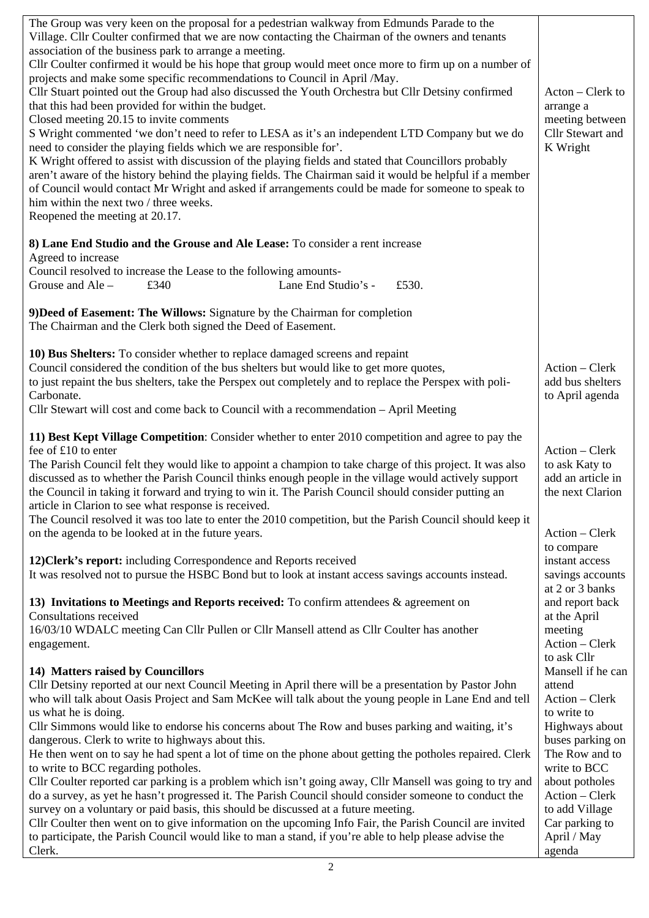| | |
|---|---|
| The Group was very keen on the proposal for a pedestrian walkway from Edmunds Parade to the Village. Cllr Coulter confirmed that we are now contacting the Chairman of the owners and tenants association of the business park to arrange a meeting.<br>Cllr Coulter confirmed it would be his hope that group would meet once more to firm up on a number of projects and make some specific recommendations to Council in April /May.<br>Cllr Stuart pointed out the Group had also discussed the Youth Orchestra but Cllr Detsiny confirmed that this had been provided for within the budget.<br>Closed meeting 20.15 to invite comments<br>S Wright commented 'we don't need to refer to LESA as it's an independent LTD Company but we do need to consider the playing fields which we are responsible for'.<br>K Wright offered to assist with discussion of the playing fields and stated that Councillors probably aren't aware of the history behind the playing fields. The Chairman said it would be helpful if a member of Council would contact Mr Wright and asked if arrangements could be made for someone to speak to him within the next two / three weeks.<br>Reopened the meeting at 20.17. | Acton – Clerk to arrange a meeting between Cllr Stewart and K Wright |
| **8) Lane End Studio and the Grouse and Ale Lease:** To consider a rent increase<br>Agreed to increase<br>Council resolved to increase the Lease to the following amounts-<br>Grouse and Ale – £340 Lane End Studio's - £530. | |
| **9)Deed of Easement: The Willows:** Signature by the Chairman for completion<br>The Chairman and the Clerk both signed the Deed of Easement. | |
| **10) Bus Shelters:** To consider whether to replace damaged screens and repaint<br>Council considered the condition of the bus shelters but would like to get more quotes, to just repaint the bus shelters, take the Perspex out completely and to replace the Perspex with poli-Carbonate.<br>Cllr Stewart will cost and come back to Council with a recommendation – April Meeting | Action – Clerk add bus shelters to April agenda |
| **11) Best Kept Village Competition**: Consider whether to enter 2010 competition and agree to pay the fee of £10 to enter<br>The Parish Council felt they would like to appoint a champion to take charge of this project. It was also discussed as to whether the Parish Council thinks enough people in the village would actively support the Council in taking it forward and trying to win it. The Parish Council should consider putting an article in Clarion to see what response is received.<br>The Council resolved it was too late to enter the 2010 competition, but the Parish Council should keep it on the agenda to be looked at in the future years. | Action – Clerk to ask Katy to add an article in the next Clarion |
| **12)Clerk's report:** including Correspondence and Reports received<br>It was resolved not to pursue the HSBC Bond but to look at instant access savings accounts instead.<br><br>**13) Invitations to Meetings and Reports received:** To confirm attendees & agreement on Consultations received<br>16/03/10 WDALC meeting Can Cllr Pullen or Cllr Mansell attend as Cllr Coulter has another engagement.<br><br>**14) Matters raised by Councillors**<br>Cllr Detsiny reported at our next Council Meeting in April there will be a presentation by Pastor John who will talk about Oasis Project and Sam McKee will talk about the young people in Lane End and tell us what he is doing.<br>Cllr Simmons would like to endorse his concerns about The Row and buses parking and waiting, it's dangerous. Clerk to write to highways about this.<br>He then went on to say he had spent a lot of time on the phone about getting the potholes repaired. Clerk to write to BCC regarding potholes.<br>Cllr Coulter reported car parking is a problem which isn't going away, Cllr Mansell was going to try and do a survey, as yet he hasn't progressed it. The Parish Council should consider someone to conduct the survey on a voluntary or paid basis, this should be discussed at a future meeting.<br>Cllr Coulter then went on to give information on the upcoming Info Fair, the Parish Council are invited to participate, the Parish Council would like to man a stand, if you're able to help please advise the Clerk. | Action – Clerk to compare instant access savings accounts at 2 or 3 banks and report back at the April meeting<br>Action – Clerk to ask Cllr Mansell if he can attend<br>Action – Clerk to write to Highways about buses parking on The Row and to write to BCC about potholes<br>Action – Clerk to add Village Car parking to April / May agenda |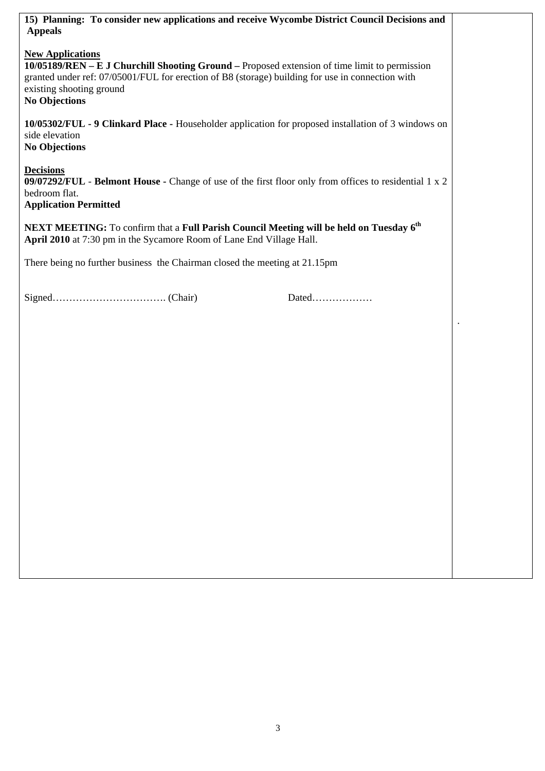**15) Planning: To consider new applications and receive Wycombe District Council Decisions and Appeals**

**New Applications**

**10/05189/REN – E J Churchill Shooting Ground –** Proposed extension of time limit to permission granted under ref: 07/05001/FUL for erection of B8 (storage) building for use in connection with existing shooting ground

**No Objections**

**10/05302/FUL - 9 Clinkard Place -** Householder application for proposed installation of 3 windows on side elevation

**No Objections**

**Decisions**

**09/07292/FUL** - **Belmont House -** Change of use of the first floor only from offices to residential 1 x 2 bedroom flat.

**Application Permitted**

**NEXT MEETING:** To confirm that a **Full Parish Council Meeting will be held on Tuesday 6th April 2010** at 7:30 pm in the Sycamore Room of Lane End Village Hall.

There being no further business the Chairman closed the meeting at 21.15pm

Signed……………………………. (Chair) Dated………………